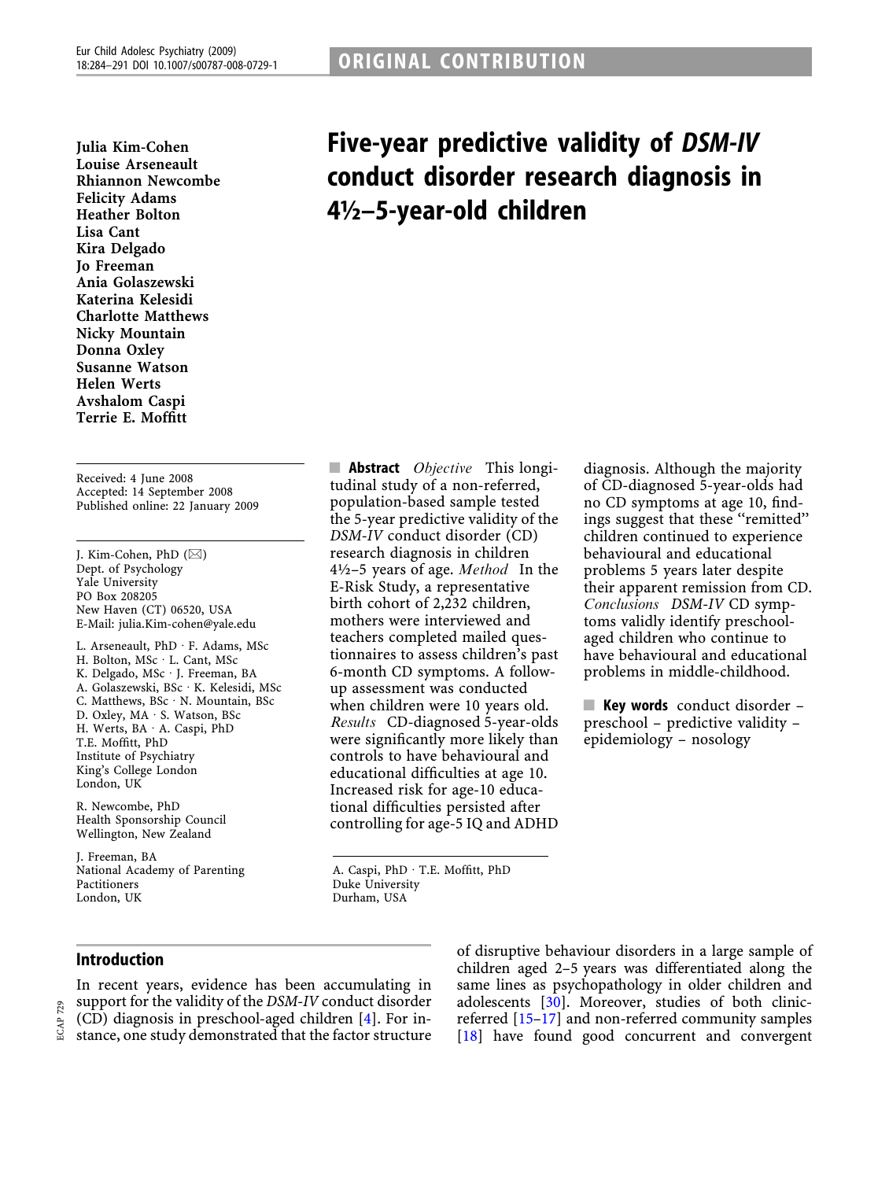ORIGINAL CONTRIBUTION

# Five-year predictive validity of *DSM-IV* conduct disorder research diagnosis in 4½–5-year-old children

**Julia Kim-Cohen**
**Louise Arseneault**
**Rhiannon Newcombe**
**Felicity Adams**
**Heather Bolton**
**Lisa Cant**
**Kira Delgado**
**Jo Freeman**
**Ania Golaszewski**
**Katerina Kelesidi**
**Charlotte Matthews**
**Nicky Mountain**
**Donna Oxley**
**Susanne Watson**
**Helen Werts**
**Avshalom Caspi**
**Terrie E. Moffitt**

Received: 4 June 2008
Accepted: 14 September 2008
Published online: 22 January 2009

J. Kim-Cohen, PhD (✉)
Dept. of Psychology
Yale University
PO Box 208205
New Haven (CT) 06520, USA
E-Mail: julia.Kim-cohen@yale.edu

L. Arseneault, PhD · F. Adams, MSc
H. Bolton, MSc · L. Cant, MSc
K. Delgado, MSc · J. Freeman, BA
A. Golaszewski, BSc · K. Kelesidi, MSc
C. Matthews, BSc · N. Mountain, BSc
D. Oxley, MA · S. Watson, BSc
H. Werts, BA · A. Caspi, PhD
T.E. Moffitt, PhD
Institute of Psychiatry
King's College London
London, UK

R. Newcombe, PhD
Health Sponsorship Council
Wellington, New Zealand

J. Freeman, BA
National Academy of Parenting Pactitioners
London, UK

A. Caspi, PhD · T.E. Moffitt, PhD
Duke University
Durham, USA

**Abstract** *Objective* This longitudinal study of a non-referred, population-based sample tested the 5-year predictive validity of the *DSM-IV* conduct disorder (CD) research diagnosis in children 4½–5 years of age. *Method* In the E-Risk Study, a representative birth cohort of 2,232 children, mothers were interviewed and teachers completed mailed questionnaires to assess children's past 6-month CD symptoms. A follow-up assessment was conducted when children were 10 years old. *Results* CD-diagnosed 5-year-olds were significantly more likely than controls to have behavioural and educational difficulties at age 10. Increased risk for age-10 educational difficulties persisted after controlling for age-5 IQ and ADHD diagnosis. Although the majority of CD-diagnosed 5-year-olds had no CD symptoms at age 10, findings suggest that these "remitted" children continued to experience behavioural and educational problems 5 years later despite their apparent remission from CD. *Conclusions* *DSM-IV* CD symptoms validly identify preschool-aged children who continue to have behavioural and educational problems in middle-childhood.

**Key words** conduct disorder – preschool – predictive validity – epidemiology – nosology

## Introduction

In recent years, evidence has been accumulating in support for the validity of the *DSM-IV* conduct disorder (CD) diagnosis in preschool-aged children [4]. For instance, one study demonstrated that the factor structure of disruptive behaviour disorders in a large sample of children aged 2–5 years was differentiated along the same lines as psychopathology in older children and adolescents [30]. Moreover, studies of both clinic-referred [15–17] and non-referred community samples [18] have found good concurrent and convergent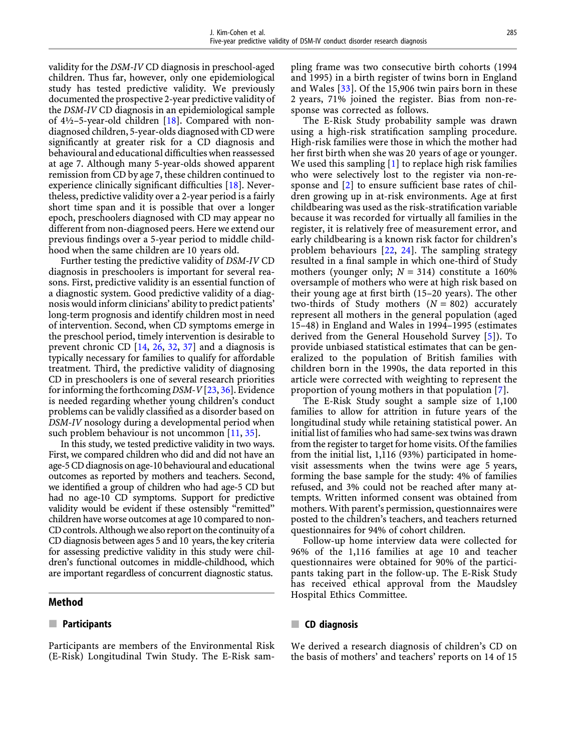validity for the *DSM-IV* CD diagnosis in preschool-aged children. Thus far, however, only one epidemiological study has tested predictive validity. We previously documented the prospective 2-year predictive validity of the *DSM-IV* CD diagnosis in an epidemiological sample of 4½–5-year-old children [18]. Compared with non-diagnosed children, 5-year-olds diagnosed with CD were significantly at greater risk for a CD diagnosis and behavioural and educational difficulties when reassessed at age 7. Although many 5-year-olds showed apparent remission from CD by age 7, these children continued to experience clinically significant difficulties [18]. Nevertheless, predictive validity over a 2-year period is a fairly short time span and it is possible that over a longer epoch, preschoolers diagnosed with CD may appear no different from non-diagnosed peers. Here we extend our previous findings over a 5-year period to middle childhood when the same children are 10 years old.

Further testing the predictive validity of *DSM-IV* CD diagnosis in preschoolers is important for several reasons. First, predictive validity is an essential function of a diagnostic system. Good predictive validity of a diagnosis would inform clinicians' ability to predict patients' long-term prognosis and identify children most in need of intervention. Second, when CD symptoms emerge in the preschool period, timely intervention is desirable to prevent chronic CD [14, 26, 32, 37] and a diagnosis is typically necessary for families to qualify for affordable treatment. Third, the predictive validity of diagnosing CD in preschoolers is one of several research priorities for informing the forthcoming *DSM-V* [23, 36]. Evidence is needed regarding whether young children's conduct problems can be validly classified as a disorder based on *DSM-IV* nosology during a developmental period when such problem behaviour is not uncommon [11, 35].

In this study, we tested predictive validity in two ways. First, we compared children who did and did not have an age-5 CD diagnosis on age-10 behavioural and educational outcomes as reported by mothers and teachers. Second, we identified a group of children who had age-5 CD but had no age-10 CD symptoms. Support for predictive validity would be evident if these ostensibly "remitted" children have worse outcomes at age 10 compared to non-CD controls. Although we also report on the continuity of a CD diagnosis between ages 5 and 10 years, the key criteria for assessing predictive validity in this study were children's functional outcomes in middle-childhood, which are important regardless of concurrent diagnostic status.

## Method

### Participants

Participants are members of the Environmental Risk (E-Risk) Longitudinal Twin Study. The E-Risk sampling frame was two consecutive birth cohorts (1994 and 1995) in a birth register of twins born in England and Wales [33]. Of the 15,906 twin pairs born in these 2 years, 71% joined the register. Bias from non-response was corrected as follows.

The E-Risk Study probability sample was drawn using a high-risk stratification sampling procedure. High-risk families were those in which the mother had her first birth when she was 20 years of age or younger. We used this sampling [1] to replace high risk families who were selectively lost to the register via non-response and [2] to ensure sufficient base rates of children growing up in at-risk environments. Age at first childbearing was used as the risk-stratification variable because it was recorded for virtually all families in the register, it is relatively free of measurement error, and early childbearing is a known risk factor for children's problem behaviours [22, 24]. The sampling strategy resulted in a final sample in which one-third of Study mothers (younger only; $N = 314$) constitute a 160% oversample of mothers who were at high risk based on their young age at first birth (15–20 years). The other two-thirds of Study mothers ($N = 802$) accurately represent all mothers in the general population (aged 15–48) in England and Wales in 1994–1995 (estimates derived from the General Household Survey [5]). To provide unbiased statistical estimates that can be generalized to the population of British families with children born in the 1990s, the data reported in this article were corrected with weighting to represent the proportion of young mothers in that population [7].

The E-Risk Study sought a sample size of 1,100 families to allow for attrition in future years of the longitudinal study while retaining statistical power. An initial list of families who had same-sex twins was drawn from the register to target for home visits. Of the families from the initial list, 1,116 (93%) participated in home-visit assessments when the twins were age 5 years, forming the base sample for the study: 4% of families refused, and 3% could not be reached after many attempts. Written informed consent was obtained from mothers. With parent's permission, questionnaires were posted to the children's teachers, and teachers returned questionnaires for 94% of cohort children.

Follow-up home interview data were collected for 96% of the 1,116 families at age 10 and teacher questionnaires were obtained for 90% of the participants taking part in the follow-up. The E-Risk Study has received ethical approval from the Maudsley Hospital Ethics Committee.

### CD diagnosis

We derived a research diagnosis of children's CD on the basis of mothers' and teachers' reports on 14 of 15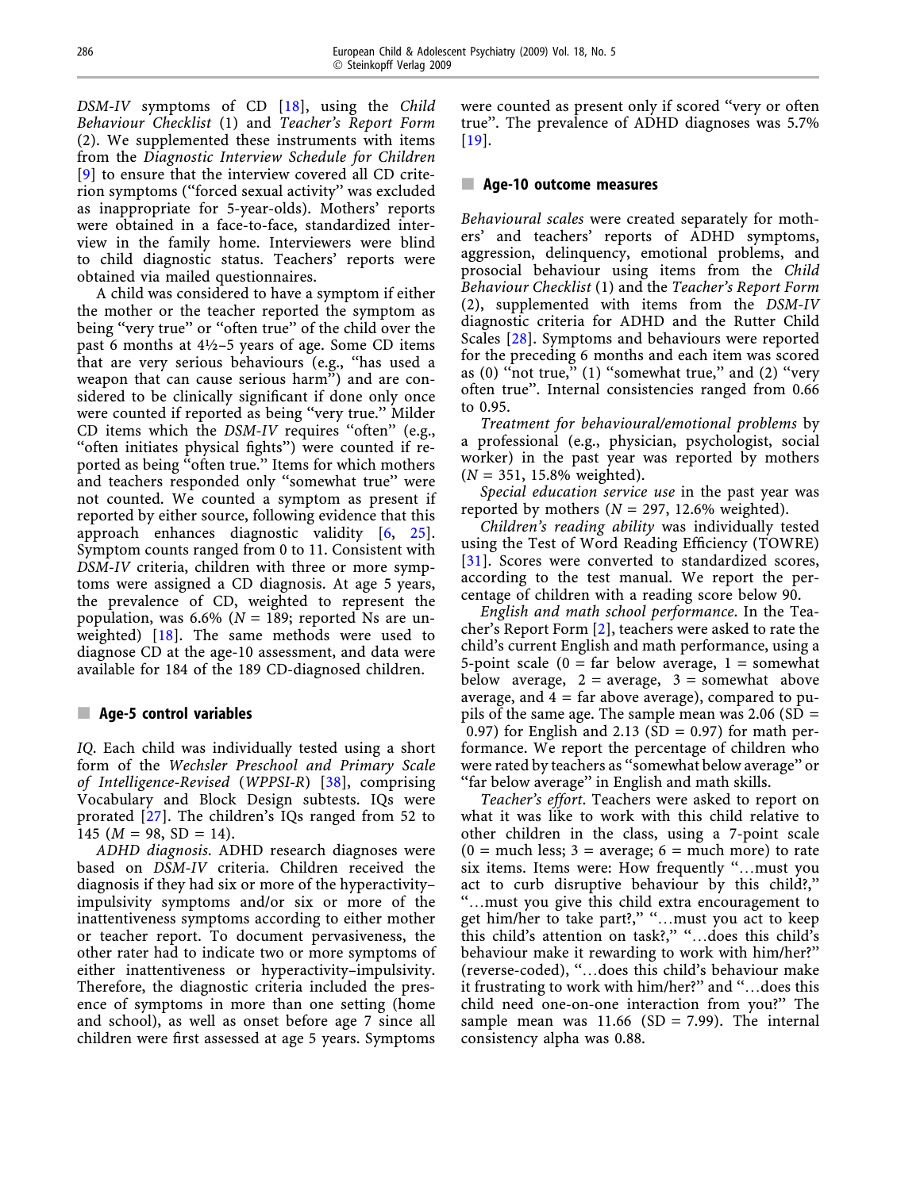*DSM-IV* symptoms of CD [18], using the *Child Behaviour Checklist* (1) and *Teacher's Report Form* (2). We supplemented these instruments with items from the *Diagnostic Interview Schedule for Children* [9] to ensure that the interview covered all CD criterion symptoms ("forced sexual activity" was excluded as inappropriate for 5-year-olds). Mothers' reports were obtained in a face-to-face, standardized interview in the family home. Interviewers were blind to child diagnostic status. Teachers' reports were obtained via mailed questionnaires.

A child was considered to have a symptom if either the mother or the teacher reported the symptom as being "very true" or "often true" of the child over the past 6 months at 4½–5 years of age. Some CD items that are very serious behaviours (e.g., "has used a weapon that can cause serious harm") and are considered to be clinically significant if done only once were counted if reported as being "very true." Milder CD items which the *DSM-IV* requires "often" (e.g., "often initiates physical fights") were counted if reported as being "often true." Items for which mothers and teachers responded only "somewhat true" were not counted. We counted a symptom as present if reported by either source, following evidence that this approach enhances diagnostic validity [6, 25]. Symptom counts ranged from 0 to 11. Consistent with *DSM-IV* criteria, children with three or more symptoms were assigned a CD diagnosis. At age 5 years, the prevalence of CD, weighted to represent the population, was 6.6% ($N = 189$; reported Ns are unweighted) [18]. The same methods were used to diagnose CD at the age-10 assessment, and data were available for 184 of the 189 CD-diagnosed children.

## Age-5 control variables

*IQ*. Each child was individually tested using a short form of the *Wechsler Preschool and Primary Scale of Intelligence-Revised* (*WPPSI-R*) [38], comprising Vocabulary and Block Design subtests. IQs were prorated [27]. The children's IQs ranged from 52 to 145 ($M = 98$, SD = 14).

*ADHD diagnosis*. ADHD research diagnoses were based on *DSM-IV* criteria. Children received the diagnosis if they had six or more of the hyperactivity–impulsivity symptoms and/or six or more of the inattentiveness symptoms according to either mother or teacher report. To document pervasiveness, the other rater had to indicate two or more symptoms of either inattentiveness or hyperactivity–impulsivity. Therefore, the diagnostic criteria included the presence of symptoms in more than one setting (home and school), as well as onset before age 7 since all children were first assessed at age 5 years. Symptoms were counted as present only if scored "very or often true". The prevalence of ADHD diagnoses was 5.7% [19].

## Age-10 outcome measures

*Behavioural scales* were created separately for mothers' and teachers' reports of ADHD symptoms, aggression, delinquency, emotional problems, and prosocial behaviour using items from the *Child Behaviour Checklist* (1) and the *Teacher's Report Form* (2), supplemented with items from the *DSM-IV* diagnostic criteria for ADHD and the Rutter Child Scales [28]. Symptoms and behaviours were reported for the preceding 6 months and each item was scored as (0) "not true," (1) "somewhat true," and (2) "very often true". Internal consistencies ranged from 0.66 to 0.95.

*Treatment for behavioural/emotional problems* by a professional (e.g., physician, psychologist, social worker) in the past year was reported by mothers ($N = 351$, 15.8% weighted).

*Special education service use* in the past year was reported by mothers ($N = 297$, 12.6% weighted).

*Children's reading ability* was individually tested using the Test of Word Reading Efficiency (TOWRE) [31]. Scores were converted to standardized scores, according to the test manual. We report the percentage of children with a reading score below 90.

*English and math school performance*. In the Teacher's Report Form [2], teachers were asked to rate the child's current English and math performance, using a 5-point scale (0 = far below average, 1 = somewhat below average, 2 = average, 3 = somewhat above average, and 4 = far above average), compared to pupils of the same age. The sample mean was 2.06 (SD = 0.97) for English and 2.13 (SD = 0.97) for math performance. We report the percentage of children who were rated by teachers as "somewhat below average" or "far below average" in English and math skills.

*Teacher's effort*. Teachers were asked to report on what it was like to work with this child relative to other children in the class, using a 7-point scale (0 = much less; 3 = average; 6 = much more) to rate six items. Items were: How frequently "…must you act to curb disruptive behaviour by this child?," "…must you give this child extra encouragement to get him/her to take part?," "…must you act to keep this child's attention on task?," "…does this child's behaviour make it rewarding to work with him/her?" (reverse-coded), "…does this child's behaviour make it frustrating to work with him/her?" and "…does this child need one-on-one interaction from you?" The sample mean was 11.66 (SD = 7.99). The internal consistency alpha was 0.88.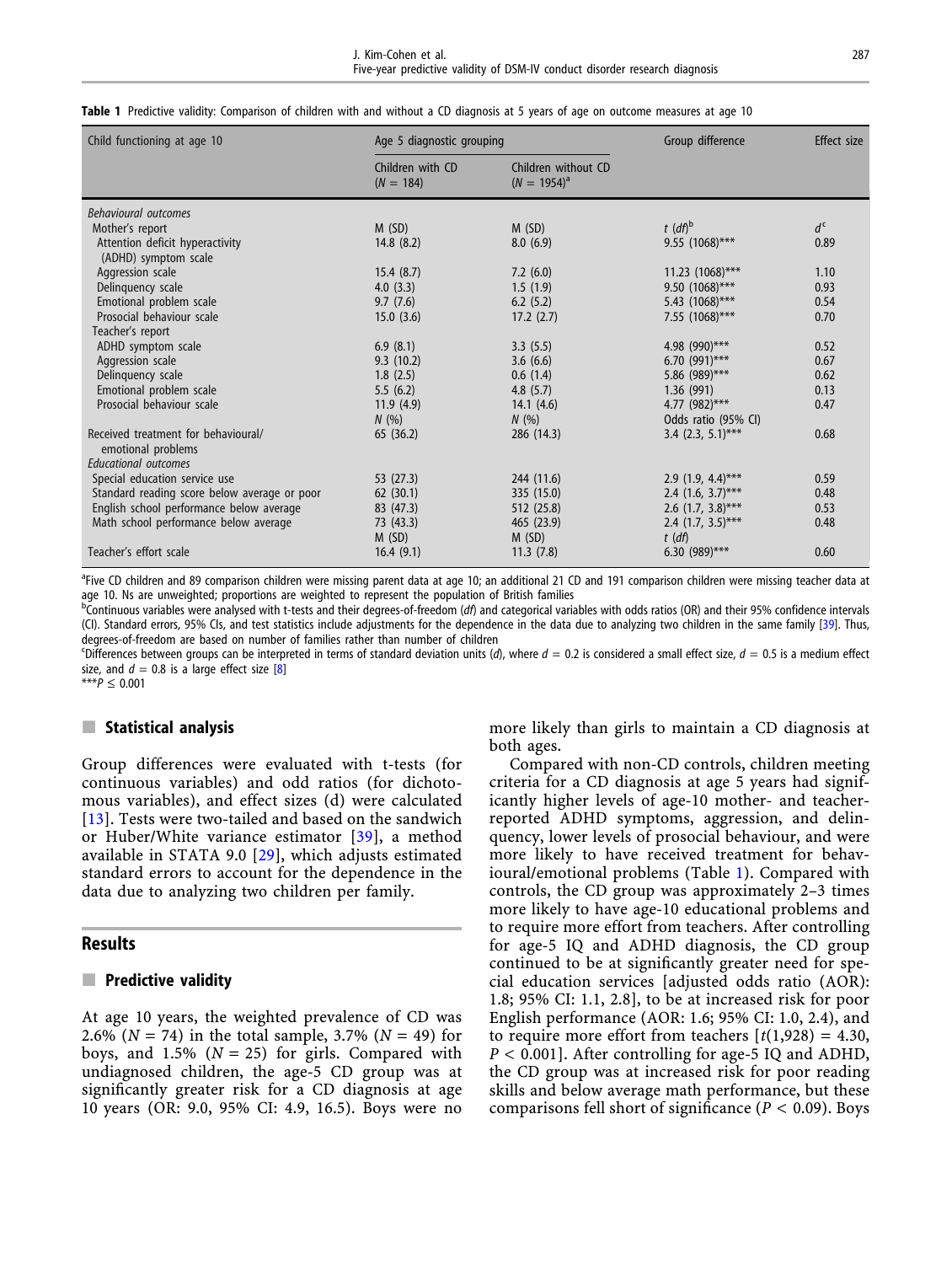**Table 1** Predictive validity: Comparison of children with and without a CD diagnosis at 5 years of age on outcome measures at age 10

| Child functioning at age 10 | Age 5 diagnostic grouping | | Group difference | Effect size |
|---|---|---|---|---|
| | Children with CD ($N$ = 184) | Children without CD ($N$ = 1954)[a] | | |
| *Behavioural outcomes* | | | | |
| Mother's report | M (SD) | M (SD) | $t$ ($df$)[b] | $d$[c] |
| Attention deficit hyperactivity (ADHD) symptom scale | 14.8 (8.2) | 8.0 (6.9) | 9.55 (1068)*** | 0.89 |
| Aggression scale | 15.4 (8.7) | 7.2 (6.0) | 11.23 (1068)*** | 1.10 |
| Delinquency scale | 4.0 (3.3) | 1.5 (1.9) | 9.50 (1068)*** | 0.93 |
| Emotional problem scale | 9.7 (7.6) | 6.2 (5.2) | 5.43 (1068)*** | 0.54 |
| Prosocial behaviour scale | 15.0 (3.6) | 17.2 (2.7) | 7.55 (1068)*** | 0.70 |
| Teacher's report | | | | |
| ADHD symptom scale | 6.9 (8.1) | 3.3 (5.5) | 4.98 (990)*** | 0.52 |
| Aggression scale | 9.3 (10.2) | 3.6 (6.6) | 6.70 (991)*** | 0.67 |
| Delinquency scale | 1.8 (2.5) | 0.6 (1.4) | 5.86 (989)*** | 0.62 |
| Emotional problem scale | 5.5 (6.2) | 4.8 (5.7) | 1.36 (991) | 0.13 |
| Prosocial behaviour scale | 11.9 (4.9) | 14.1 (4.6) | 4.77 (982)*** | 0.47 |
| | $N$ (%) | $N$ (%) | Odds ratio (95% CI) | |
| Received treatment for behavioural/ emotional problems | 65 (36.2) | 286 (14.3) | 3.4 (2.3, 5.1)*** | 0.68 |
| *Educational outcomes* | | | | |
| Special education service use | 53 (27.3) | 244 (11.6) | 2.9 (1.9, 4.4)*** | 0.59 |
| Standard reading score below average or poor | 62 (30.1) | 335 (15.0) | 2.4 (1.6, 3.7)*** | 0.48 |
| English school performance below average | 83 (47.3) | 512 (25.8) | 2.6 (1.7, 3.8)*** | 0.53 |
| Math school performance below average | 73 (43.3) | 465 (23.9) | 2.4 (1.7, 3.5)*** | 0.48 |
| | M (SD) | M (SD) | $t$ ($df$) | |
| Teacher's effort scale | 16.4 (9.1) | 11.3 (7.8) | 6.30 (989)*** | 0.60 |

[a]Five CD children and 89 comparison children were missing parent data at age 10; an additional 21 CD and 191 comparison children were missing teacher data at age 10. Ns are unweighted; proportions are weighted to represent the population of British families

[b]Continuous variables were analysed with t-tests and their degrees-of-freedom (*df*) and categorical variables with odds ratios (OR) and their 95% confidence intervals (CI). Standard errors, 95% CIs, and test statistics include adjustments for the dependence in the data due to analyzing two children in the same family [39]. Thus, degrees-of-freedom are based on number of families rather than number of children

[c]Differences between groups can be interpreted in terms of standard deviation units ($d$), where $d = 0.2$ is considered a small effect size, $d = 0.5$ is a medium effect size, and $d = 0.8$ is a large effect size [8]

***$P \leq 0.001$

## Statistical analysis

Group differences were evaluated with t-tests (for continuous variables) and odd ratios (for dichotomous variables), and effect sizes (d) were calculated [13]. Tests were two-tailed and based on the sandwich or Huber/White variance estimator [39], a method available in STATA 9.0 [29], which adjusts estimated standard errors to account for the dependence in the data due to analyzing two children per family.

# Results

## Predictive validity

At age 10 years, the weighted prevalence of CD was 2.6% ($N$ = 74) in the total sample, 3.7% ($N$ = 49) for boys, and 1.5% ($N$ = 25) for girls. Compared with undiagnosed children, the age-5 CD group was at significantly greater risk for a CD diagnosis at age 10 years (OR: 9.0, 95% CI: 4.9, 16.5). Boys were no more likely than girls to maintain a CD diagnosis at both ages.

Compared with non-CD controls, children meeting criteria for a CD diagnosis at age 5 years had significantly higher levels of age-10 mother- and teacher-reported ADHD symptoms, aggression, and delinquency, lower levels of prosocial behaviour, and were more likely to have received treatment for behavioural/emotional problems (Table 1). Compared with controls, the CD group was approximately 2–3 times more likely to have age-10 educational problems and to require more effort from teachers. After controlling for age-5 IQ and ADHD diagnosis, the CD group continued to be at significantly greater need for special education services [adjusted odds ratio (AOR): 1.8; 95% CI: 1.1, 2.8], to be at increased risk for poor English performance (AOR: 1.6; 95% CI: 1.0, 2.4), and to require more effort from teachers [$t(1{,}928) = 4.30$, $P < 0.001$]. After controlling for age-5 IQ and ADHD, the CD group was at increased risk for poor reading skills and below average math performance, but these comparisons fell short of significance ($P < 0.09$). Boys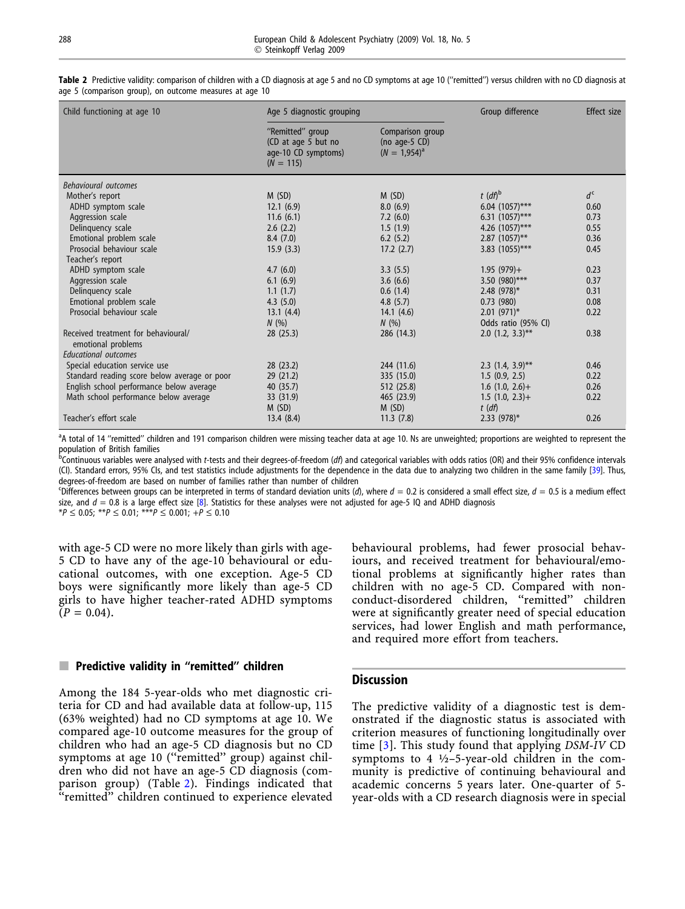**Table 2** Predictive validity: comparison of children with a CD diagnosis at age 5 and no CD symptoms at age 10 ("remitted") versus children with no CD diagnosis at age 5 (comparison group), on outcome measures at age 10

| Child functioning at age 10 | Age 5 diagnostic grouping | | Group difference | Effect size |
|---|---|---|---|---|
| | "Remitted" group (CD at age 5 but no age-10 CD symptoms) ($N = 115$) | Comparison group (no age-5 CD) ($N = 1,954$)[a] | | |
| *Behavioural outcomes* | | | | |
| Mother's report | M (SD) | M (SD) | $t$ ($df$)[b] | $d$[c] |
| ADHD symptom scale | 12.1 (6.9) | 8.0 (6.9) | 6.04 (1057)*** | 0.60 |
| Aggression scale | 11.6 (6.1) | 7.2 (6.0) | 6.31 (1057)*** | 0.73 |
| Delinquency scale | 2.6 (2.2) | 1.5 (1.9) | 4.26 (1057)*** | 0.55 |
| Emotional problem scale | 8.4 (7.0) | 6.2 (5.2) | 2.87 (1057)** | 0.36 |
| Prosocial behaviour scale | 15.9 (3.3) | 17.2 (2.7) | 3.83 (1055)*** | 0.45 |
| Teacher's report | | | | |
| ADHD symptom scale | 4.7 (6.0) | 3.3 (5.5) | 1.95 (979)+ | 0.23 |
| Aggression scale | 6.1 (6.9) | 3.6 (6.6) | 3.50 (980)*** | 0.37 |
| Delinquency scale | 1.1 (1.7) | 0.6 (1.4) | 2.48 (978)* | 0.31 |
| Emotional problem scale | 4.3 (5.0) | 4.8 (5.7) | 0.73 (980) | 0.08 |
| Prosocial behaviour scale | 13.1 (4.4) | 14.1 (4.6) | 2.01 (971)* | 0.22 |
| | $N$ (%) | $N$ (%) | Odds ratio (95% CI) | |
| Received treatment for behavioural/emotional problems | 28 (25.3) | 286 (14.3) | 2.0 (1.2, 3.3)** | 0.38 |
| *Educational outcomes* | | | | |
| Special education service use | 28 (23.2) | 244 (11.6) | 2.3 (1.4, 3.9)** | 0.46 |
| Standard reading score below average or poor | 29 (21.2) | 335 (15.0) | 1.5 (0.9, 2.5) | 0.22 |
| English school performance below average | 40 (35.7) | 512 (25.8) | 1.6 (1.0, 2.6)+ | 0.26 |
| Math school performance below average | 33 (31.9) | 465 (23.9) | 1.5 (1.0, 2.3)+ | 0.22 |
| | M (SD) | M (SD) | $t$ ($df$) | |
| Teacher's effort scale | 13.4 (8.4) | 11.3 (7.8) | 2.33 (978)* | 0.26 |

[a]A total of 14 "remitted" children and 191 comparison children were missing teacher data at age 10. Ns are unweighted; proportions are weighted to represent the population of British families

[b]Continuous variables were analysed with *t*-tests and their degrees-of-freedom (*df*) and categorical variables with odds ratios (OR) and their 95% confidence intervals (CI). Standard errors, 95% CIs, and test statistics include adjustments for the dependence in the data due to analyzing two children in the same family [39]. Thus, degrees-of-freedom are based on number of families rather than number of children

[c]Differences between groups can be interpreted in terms of standard deviation units ($d$), where $d = 0.2$ is considered a small effect size, $d = 0.5$ is a medium effect size, and $d = 0.8$ is a large effect size [8]. Statistics for these analyses were not adjusted for age-5 IQ and ADHD diagnosis

*$P \leq 0.05$; **$P \leq 0.01$; ***$P \leq 0.001$; +$P \leq 0.10$

with age-5 CD were no more likely than girls with age-5 CD to have any of the age-10 behavioural or educational outcomes, with one exception. Age-5 CD boys were significantly more likely than age-5 CD girls to have higher teacher-rated ADHD symptoms ($P = 0.04$).

## Predictive validity in "remitted" children

Among the 184 5-year-olds who met diagnostic criteria for CD and had available data at follow-up, 115 (63% weighted) had no CD symptoms at age 10. We compared age-10 outcome measures for the group of children who had an age-5 CD diagnosis but no CD symptoms at age 10 ("remitted" group) against children who did not have an age-5 CD diagnosis (comparison group) (Table 2). Findings indicated that "remitted" children continued to experience elevated behavioural problems, had fewer prosocial behaviours, and received treatment for behavioural/emotional problems at significantly higher rates than children with no age-5 CD. Compared with non-conduct-disordered children, "remitted" children were at significantly greater need of special education services, had lower English and math performance, and required more effort from teachers.

## Discussion

The predictive validity of a diagnostic test is demonstrated if the diagnostic status is associated with criterion measures of functioning longitudinally over time [3]. This study found that applying *DSM-IV* CD symptoms to 4 ½–5-year-old children in the community is predictive of continuing behavioural and academic concerns 5 years later. One-quarter of 5-year-olds with a CD research diagnosis were in special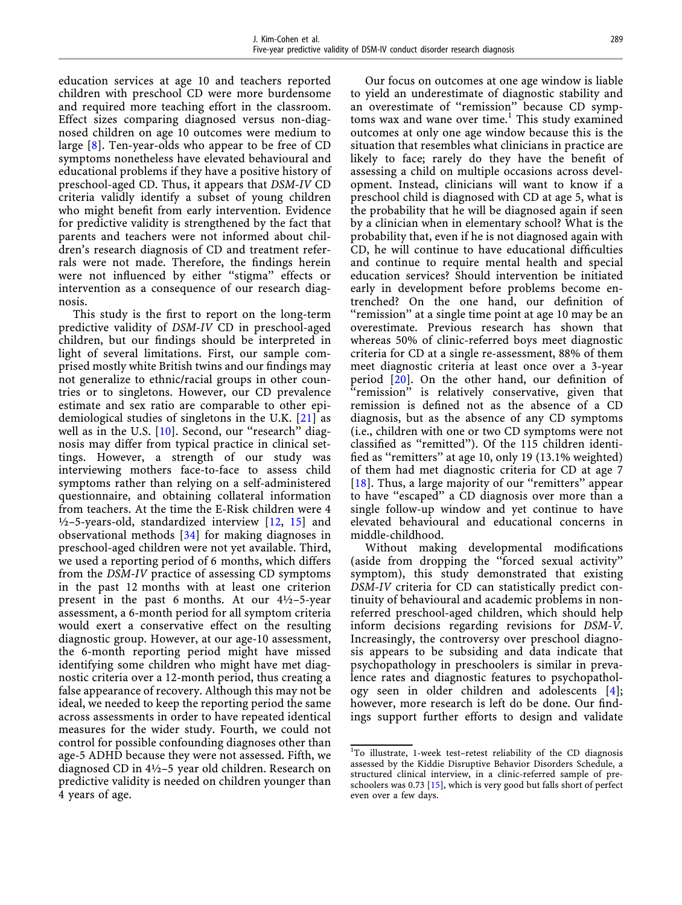education services at age 10 and teachers reported children with preschool CD were more burdensome and required more teaching effort in the classroom. Effect sizes comparing diagnosed versus non-diagnosed children on age 10 outcomes were medium to large [8]. Ten-year-olds who appear to be free of CD symptoms nonetheless have elevated behavioural and educational problems if they have a positive history of preschool-aged CD. Thus, it appears that *DSM-IV* CD criteria validly identify a subset of young children who might benefit from early intervention. Evidence for predictive validity is strengthened by the fact that parents and teachers were not informed about children's research diagnosis of CD and treatment referrals were not made. Therefore, the findings herein were not influenced by either "stigma" effects or intervention as a consequence of our research diagnosis.

This study is the first to report on the long-term predictive validity of *DSM-IV* CD in preschool-aged children, but our findings should be interpreted in light of several limitations. First, our sample comprised mostly white British twins and our findings may not generalize to ethnic/racial groups in other countries or to singletons. However, our CD prevalence estimate and sex ratio are comparable to other epidemiological studies of singletons in the U.K. [21] as well as in the U.S. [10]. Second, our "research" diagnosis may differ from typical practice in clinical settings. However, a strength of our study was interviewing mothers face-to-face to assess child symptoms rather than relying on a self-administered questionnaire, and obtaining collateral information from teachers. At the time the E-Risk children were 4 ½–5-years-old, standardized interview [12, 15] and observational methods [34] for making diagnoses in preschool-aged children were not yet available. Third, we used a reporting period of 6 months, which differs from the *DSM-IV* practice of assessing CD symptoms in the past 12 months with at least one criterion present in the past 6 months. At our 4½–5-year assessment, a 6-month period for all symptom criteria would exert a conservative effect on the resulting diagnostic group. However, at our age-10 assessment, the 6-month reporting period might have missed identifying some children who might have met diagnostic criteria over a 12-month period, thus creating a false appearance of recovery. Although this may not be ideal, we needed to keep the reporting period the same across assessments in order to have repeated identical measures for the wider study. Fourth, we could not control for possible confounding diagnoses other than age-5 ADHD because they were not assessed. Fifth, we diagnosed CD in 4½–5 year old children. Research on predictive validity is needed on children younger than 4 years of age.

Our focus on outcomes at one age window is liable to yield an underestimate of diagnostic stability and an overestimate of "remission" because CD symptoms wax and wane over time.[1] This study examined outcomes at only one age window because this is the situation that resembles what clinicians in practice are likely to face; rarely do they have the benefit of assessing a child on multiple occasions across development. Instead, clinicians will want to know if a preschool child is diagnosed with CD at age 5, what is the probability that he will be diagnosed again if seen by a clinician when in elementary school? What is the probability that, even if he is not diagnosed again with CD, he will continue to have educational difficulties and continue to require mental health and special education services? Should intervention be initiated early in development before problems become entrenched? On the one hand, our definition of "remission" at a single time point at age 10 may be an overestimate. Previous research has shown that whereas 50% of clinic-referred boys meet diagnostic criteria for CD at a single re-assessment, 88% of them meet diagnostic criteria at least once over a 3-year period [20]. On the other hand, our definition of "remission" is relatively conservative, given that remission is defined not as the absence of a CD diagnosis, but as the absence of any CD symptoms (i.e., children with one or two CD symptoms were not classified as "remitted"). Of the 115 children identified as "remitters" at age 10, only 19 (13.1% weighted) of them had met diagnostic criteria for CD at age 7 [18]. Thus, a large majority of our "remitters" appear to have "escaped" a CD diagnosis over more than a single follow-up window and yet continue to have elevated behavioural and educational concerns in middle-childhood.

Without making developmental modifications (aside from dropping the "forced sexual activity" symptom), this study demonstrated that existing *DSM-IV* criteria for CD can statistically predict continuity of behavioural and academic problems in non-referred preschool-aged children, which should help inform decisions regarding revisions for *DSM-V*. Increasingly, the controversy over preschool diagnosis appears to be subsiding and data indicate that psychopathology in preschoolers is similar in prevalence rates and diagnostic features to psychopathology seen in older children and adolescents [4]; however, more research is left do be done. Our findings support further efforts to design and validate

[1] To illustrate, 1-week test–retest reliability of the CD diagnosis assessed by the Kiddie Disruptive Behavior Disorders Schedule, a structured clinical interview, in a clinic-referred sample of preschoolers was 0.73 [15], which is very good but falls short of perfect even over a few days.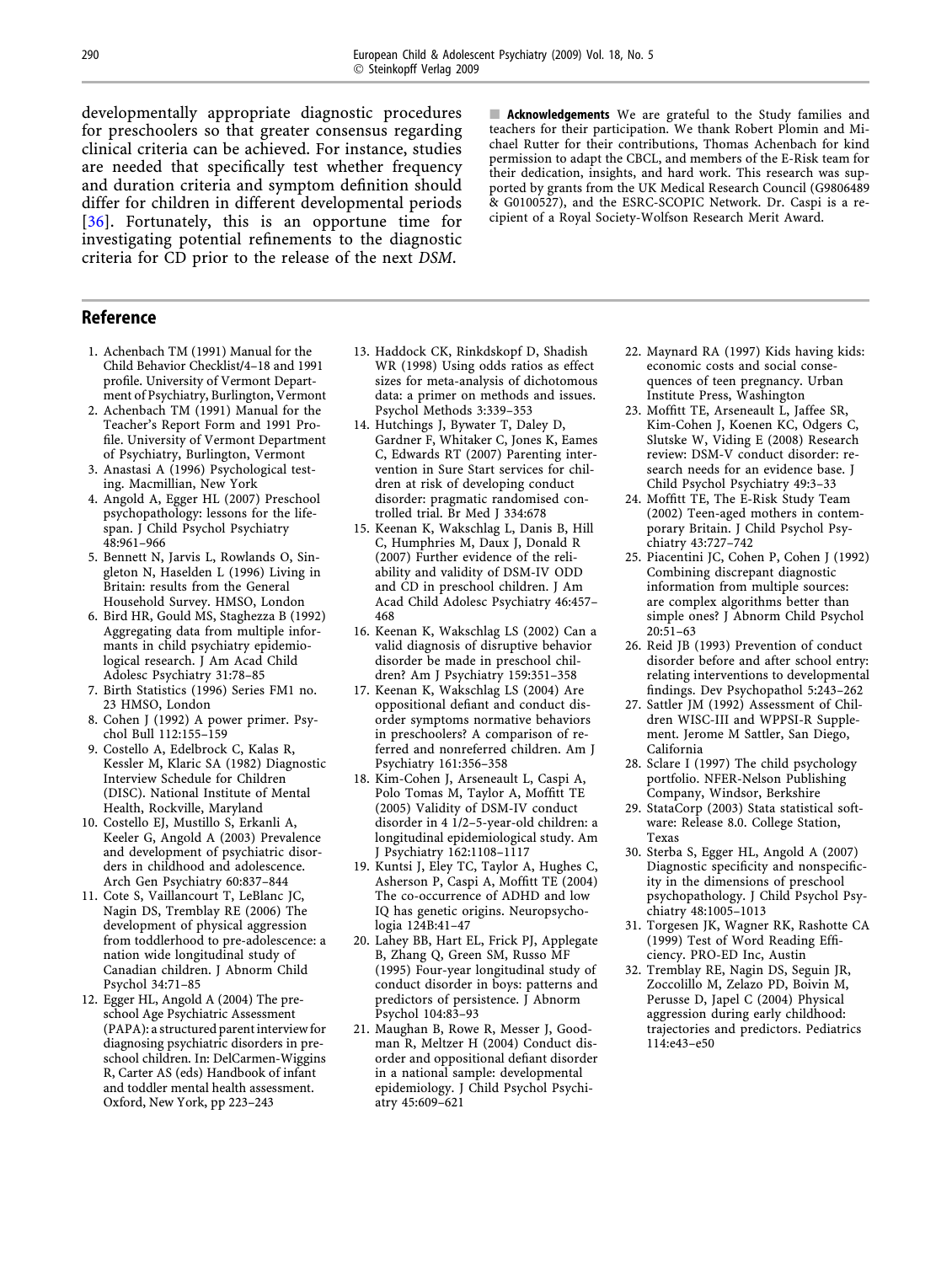developmentally appropriate diagnostic procedures for preschoolers so that greater consensus regarding clinical criteria can be achieved. For instance, studies are needed that specifically test whether frequency and duration criteria and symptom definition should differ for children in different developmental periods [36]. Fortunately, this is an opportune time for investigating potential refinements to the diagnostic criteria for CD prior to the release of the next *DSM*.

**Acknowledgements** We are grateful to the Study families and teachers for their participation. We thank Robert Plomin and Michael Rutter for their contributions, Thomas Achenbach for kind permission to adapt the CBCL, and members of the E-Risk team for their dedication, insights, and hard work. This research was supported by grants from the UK Medical Research Council (G9806489 & G0100527), and the ESRC-SCOPIC Network. Dr. Caspi is a recipient of a Royal Society-Wolfson Research Merit Award.

## Reference

1. Achenbach TM (1991) Manual for the Child Behavior Checklist/4–18 and 1991 profile. University of Vermont Department of Psychiatry, Burlington, Vermont
2. Achenbach TM (1991) Manual for the Teacher's Report Form and 1991 Profile. University of Vermont Department of Psychiatry, Burlington, Vermont
3. Anastasi A (1996) Psychological testing. Macmillian, New York
4. Angold A, Egger HL (2007) Preschool psychopathology: lessons for the lifespan. J Child Psychol Psychiatry 48:961–966
5. Bennett N, Jarvis L, Rowlands O, Singleton N, Haselden L (1996) Living in Britain: results from the General Household Survey. HMSO, London
6. Bird HR, Gould MS, Staghezza B (1992) Aggregating data from multiple informants in child psychiatry epidemiological research. J Am Acad Child Adolesc Psychiatry 31:78–85
7. Birth Statistics (1996) Series FM1 no. 23 HMSO, London
8. Cohen J (1992) A power primer. Psychol Bull 112:155–159
9. Costello A, Edelbrock C, Kalas R, Kessler M, Klaric SA (1982) Diagnostic Interview Schedule for Children (DISC). National Institute of Mental Health, Rockville, Maryland
10. Costello EJ, Mustillo S, Erkanli A, Keeler G, Angold A (2003) Prevalence and development of psychiatric disorders in childhood and adolescence. Arch Gen Psychiatry 60:837–844
11. Cote S, Vaillancourt T, LeBlanc JC, Nagin DS, Tremblay RE (2006) The development of physical aggression from toddlerhood to pre-adolescence: a nation wide longitudinal study of Canadian children. J Abnorm Child Psychol 34:71–85
12. Egger HL, Angold A (2004) The preschool Age Psychiatric Assessment (PAPA): a structured parent interview for diagnosing psychiatric disorders in preschool children. In: DelCarmen-Wiggins R, Carter AS (eds) Handbook of infant and toddler mental health assessment. Oxford, New York, pp 223–243
13. Haddock CK, Rinkdskopf D, Shadish WR (1998) Using odds ratios as effect sizes for meta-analysis of dichotomous data: a primer on methods and issues. Psychol Methods 3:339–353
14. Hutchings J, Bywater T, Daley D, Gardner F, Whitaker C, Jones K, Eames C, Edwards RT (2007) Parenting intervention in Sure Start services for children at risk of developing conduct disorder: pragmatic randomised controlled trial. Br Med J 334:678
15. Keenan K, Wakschlag L, Danis B, Hill C, Humphries M, Daux J, Donald R (2007) Further evidence of the reliability and validity of DSM-IV ODD and CD in preschool children. J Am Acad Child Adolesc Psychiatry 46:457–468
16. Keenan K, Wakschlag LS (2002) Can a valid diagnosis of disruptive behavior disorder be made in preschool children? Am J Psychiatry 159:351–358
17. Keenan K, Wakschlag LS (2004) Are oppositional defiant and conduct disorder symptoms normative behaviors in preschoolers? A comparison of referred and nonreferred children. Am J Psychiatry 161:356–358
18. Kim-Cohen J, Arseneault L, Caspi A, Polo Tomas M, Taylor A, Moffitt TE (2005) Validity of DSM-IV conduct disorder in 4 1/2–5-year-old children: a longitudinal epidemiological study. Am J Psychiatry 162:1108–1117
19. Kuntsi J, Eley TC, Taylor A, Hughes C, Asherson P, Caspi A, Moffitt TE (2004) The co-occurrence of ADHD and low IQ has genetic origins. Neuropsychologia 124B:41–47
20. Lahey BB, Hart EL, Frick PJ, Applegate B, Zhang Q, Green SM, Russo MF (1995) Four-year longitudinal study of conduct disorder in boys: patterns and predictors of persistence. J Abnorm Psychol 104:83–93
21. Maughan B, Rowe R, Messer J, Goodman R, Meltzer H (2004) Conduct disorder and oppositional defiant disorder in a national sample: developmental epidemiology. J Child Psychol Psychiatry 45:609–621
22. Maynard RA (1997) Kids having kids: economic costs and social consequences of teen pregnancy. Urban Institute Press, Washington
23. Moffitt TE, Arseneault L, Jaffee SR, Kim-Cohen J, Koenen KC, Odgers C, Slutske W, Viding E (2008) Research review: DSM-V conduct disorder: research needs for an evidence base. J Child Psychol Psychiatry 49:3–33
24. Moffitt TE, The E-Risk Study Team (2002) Teen-aged mothers in contemporary Britain. J Child Psychol Psychiatry 43:727–742
25. Piacentini JC, Cohen P, Cohen J (1992) Combining discrepant diagnostic information from multiple sources: are complex algorithms better than simple ones? J Abnorm Child Psychol 20:51–63
26. Reid JB (1993) Prevention of conduct disorder before and after school entry: relating interventions to developmental findings. Dev Psychopathol 5:243–262
27. Sattler JM (1992) Assessment of Children WISC-III and WPPSI-R Supplement. Jerome M Sattler, San Diego, California
28. Sclare I (1997) The child psychology portfolio. NFER-Nelson Publishing Company, Windsor, Berkshire
29. StataCorp (2003) Stata statistical software: Release 8.0. College Station, Texas
30. Sterba S, Egger HL, Angold A (2007) Diagnostic specificity and nonspecificity in the dimensions of preschool psychopathology. J Child Psychol Psychiatry 48:1005–1013
31. Torgesen JK, Wagner RK, Rashotte CA (1999) Test of Word Reading Efficiency. PRO-ED Inc, Austin
32. Tremblay RE, Nagin DS, Seguin JR, Zoccolillo M, Zelazo PD, Boivin M, Perusse D, Japel C (2004) Physical aggression during early childhood: trajectories and predictors. Pediatrics 114:e43–e50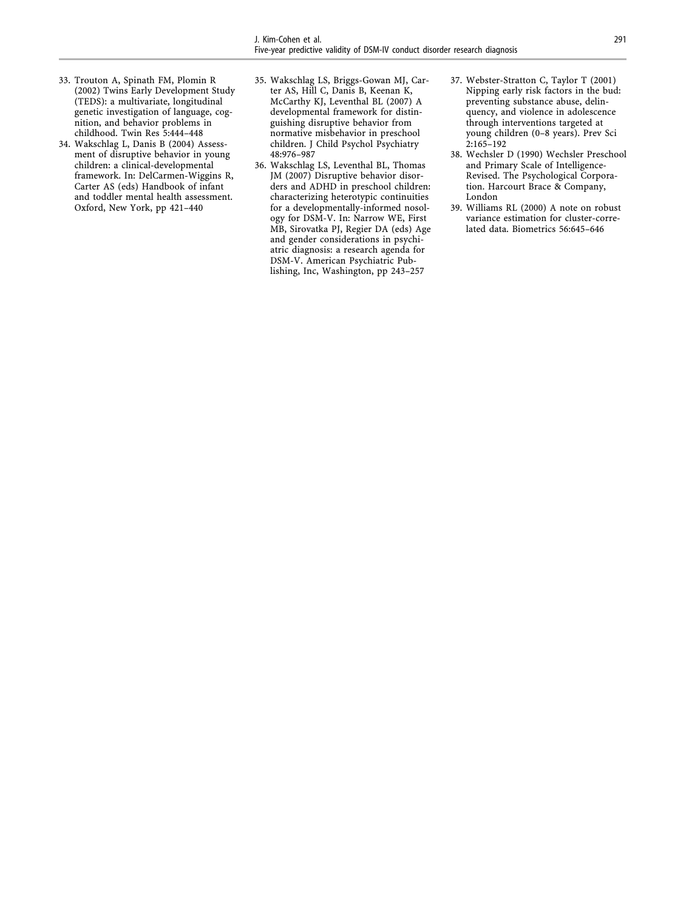33. Trouton A, Spinath FM, Plomin R (2002) Twins Early Development Study (TEDS): a multivariate, longitudinal genetic investigation of language, cognition, and behavior problems in childhood. Twin Res 5:444–448
34. Wakschlag L, Danis B (2004) Assessment of disruptive behavior in young children: a clinical-developmental framework. In: DelCarmen-Wiggins R, Carter AS (eds) Handbook of infant and toddler mental health assessment. Oxford, New York, pp 421–440
35. Wakschlag LS, Briggs-Gowan MJ, Carter AS, Hill C, Danis B, Keenan K, McCarthy KJ, Leventhal BL (2007) A developmental framework for distinguishing disruptive behavior from normative misbehavior in preschool children. J Child Psychol Psychiatry 48:976–987
36. Wakschlag LS, Leventhal BL, Thomas JM (2007) Disruptive behavior disorders and ADHD in preschool children: characterizing heterotypic continuities for a developmentally-informed nosology for DSM-V. In: Narrow WE, First MB, Sirovatka PJ, Regier DA (eds) Age and gender considerations in psychiatric diagnosis: a research agenda for DSM-V. American Psychiatric Publishing, Inc, Washington, pp 243–257
37. Webster-Stratton C, Taylor T (2001) Nipping early risk factors in the bud: preventing substance abuse, delinquency, and violence in adolescence through interventions targeted at young children (0–8 years). Prev Sci 2:165–192
38. Wechsler D (1990) Wechsler Preschool and Primary Scale of Intelligence-Revised. The Psychological Corporation. Harcourt Brace & Company, London
39. Williams RL (2000) A note on robust variance estimation for cluster-correlated data. Biometrics 56:645–646